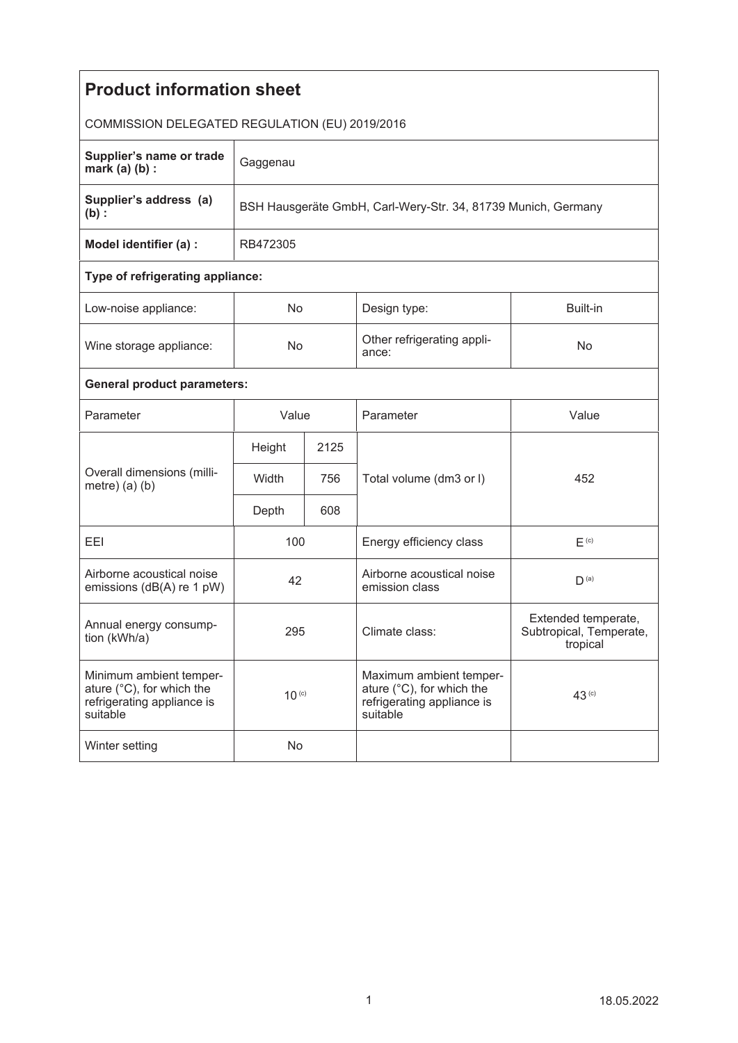# Product information sheet

COMMISSION DELEGATED REGULATION (EU) 2019/2016

| | |
|---|---|
| **Supplier's name or trade mark (a) (b) :** | Gaggenau |
| **Supplier's address (a) (b) :** | BSH Hausgeräte GmbH, Carl-Wery-Str. 34, 81739 Munich, Germany |
| **Model identifier (a) :** | RB472305 |

**Type of refrigerating appliance:**

| | | | |
|---|---|---|---|
| Low-noise appliance: | No | Design type: | Built-in |
| Wine storage appliance: | No | Other refrigerating appliance: | No |

**General product parameters:**

| Parameter | Value | | Parameter | Value |
|---|---|---|---|---|
| Overall dimensions (millimetre) (a) (b) | Height | 2125 | Total volume (dm3 or l) | 452 |
| | Width | 756 | | |
| | Depth | 608 | | |
| EEI | 100 | | Energy efficiency class | E [(c)] |
| Airborne acoustical noise emissions (dB(A) re 1 pW) | 42 | | Airborne acoustical noise emission class | D [(a)] |
| Annual energy consumption (kWh/a) | 295 | | Climate class: | Extended temperate, Subtropical, Temperate, tropical |
| Minimum ambient temperature (°C), for which the refrigerating appliance is suitable | 10 [(c)] | | Maximum ambient temperature (°C), for which the refrigerating appliance is suitable | 43 [(c)] |
| Winter setting | No | | | |

18.05.2022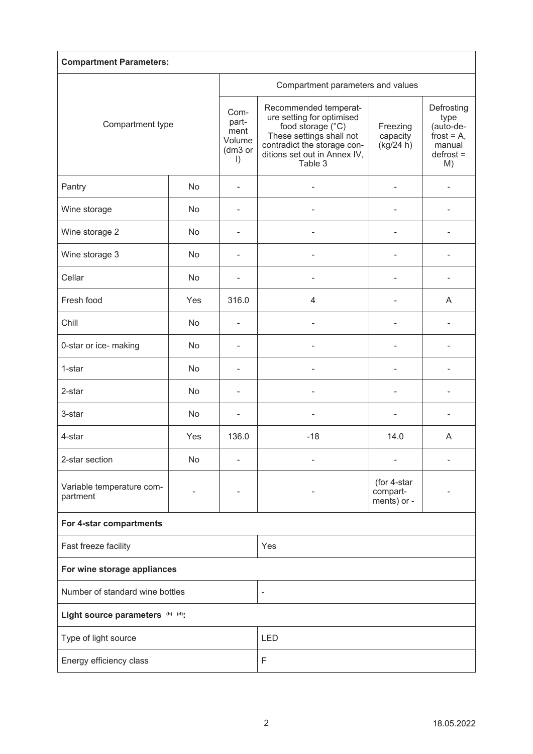| **Compartment Parameters:** | | | | | |
|---|---|---|---|---|---|
| Compartment type | | Compartment parameters and values | | | |
| | | Compartment Volume (dm3 or l) | Recommended temperature setting for optimised food storage (°C) These settings shall not contradict the storage conditions set out in Annex IV, Table 3 | Freezing capacity (kg/24 h) | Defrosting type (auto-defrost = A, manual defrost = M) |
| Pantry | No | - | - | - | - |
| Wine storage | No | - | - | - | - |
| Wine storage 2 | No | - | - | - | - |
| Wine storage 3 | No | - | - | - | - |
| Cellar | No | - | - | - | - |
| Fresh food | Yes | 316.0 | 4 | - | A |
| Chill | No | - | - | - | - |
| 0-star or ice- making | No | - | - | - | - |
| 1-star | No | - | - | - | - |
| 2-star | No | - | - | - | - |
| 3-star | No | - | - | - | - |
| 4-star | Yes | 136.0 | -18 | 14.0 | A |
| 2-star section | No | - | - | - | - |
| Variable temperature compartment | - | - | - | (for 4-star compartments) or - | - |
| **For 4-star compartments** | | | | | |
| Fast freeze facility | | | Yes | | |
| **For wine storage appliances** | | | | | |
| Number of standard wine bottles | | | - | | |
| **Light source parameters** [(b)] [(d)]**:** | | | | | |
| Type of light source | | | LED | | |
| Energy efficiency class | | | F | | |

18.05.2022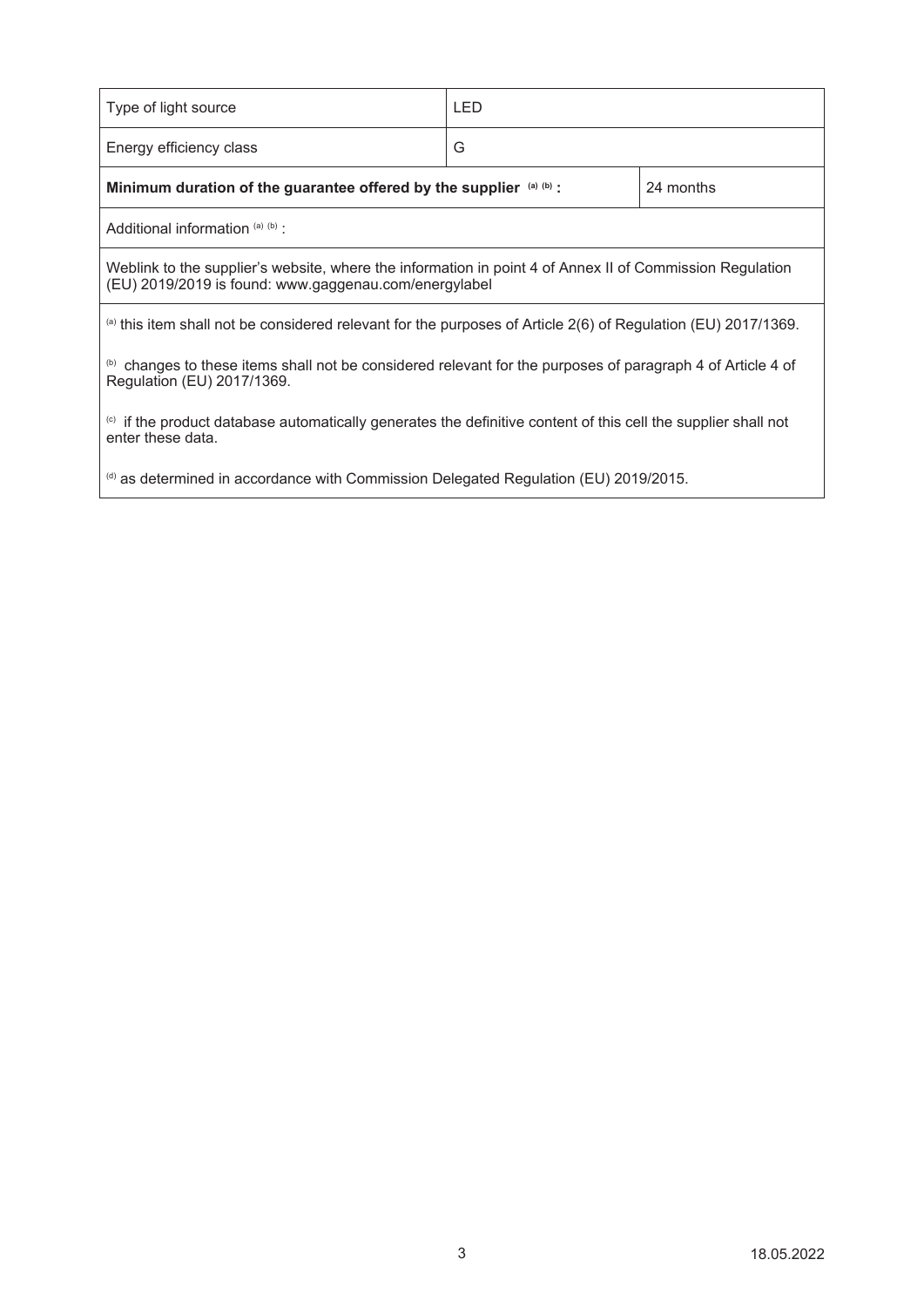| | | |
|---|---|---|
| Type of light source | LED | |
| Energy efficiency class | G | |
| **Minimum duration of the guarantee offered by the supplier** [(a) (b)] **:** | | 24 months |
| Additional information [(a) (b)] : | | |
| Weblink to the supplier's website, where the information in point 4 of Annex II of Commission Regulation (EU) 2019/2019 is found: www.gaggenau.com/energylabel | | |

[(a)] this item shall not be considered relevant for the purposes of Article 2(6) of Regulation (EU) 2017/1369.

[(b)] changes to these items shall not be considered relevant for the purposes of paragraph 4 of Article 4 of Regulation (EU) 2017/1369.

[(c)] if the product database automatically generates the definitive content of this cell the supplier shall not enter these data.

[(d)] as determined in accordance with Commission Delegated Regulation (EU) 2019/2015.

18.05.2022